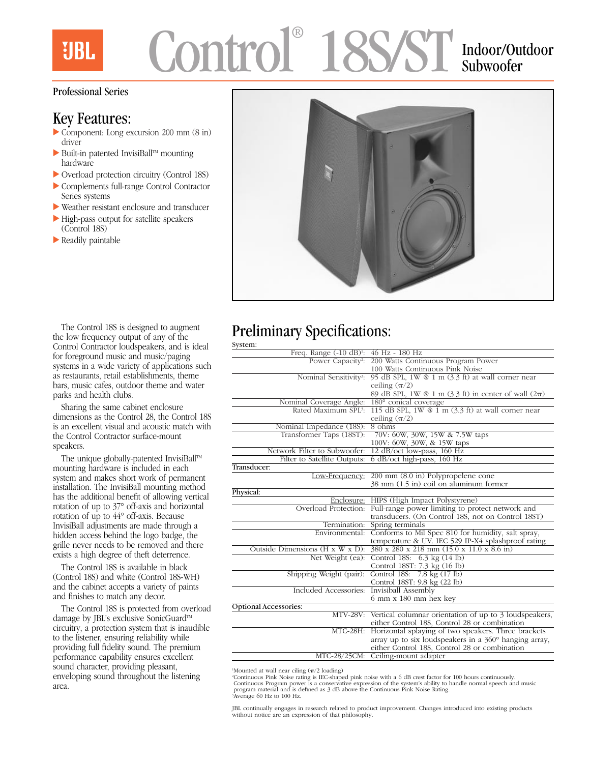# JBL Control® 18S/ST Indoor/Outdoor Subwoofer

Professional Series

## Key Features:

- Component: Long excursion 200 mm (8 in) driver
- Built-in patented InvisiBall™ mounting hardware
- Overload protection circuitry (Control 18S)
- Complements full-range Control Contractor Series systems
- Weather resistant enclosure and transducer
- High-pass output for satellite speakers (Control 18S)
- Readily paintable

The Control 18S is designed to augment the low frequency output of any of the Control Contractor loudspeakers, and is ideal for foreground music and music/paging systems in a wide variety of applications such as restaurants, retail establishments, theme bars, music cafes, outdoor theme and water parks and health clubs.

Sharing the same cabinet enclosure dimensions as the Control 28, the Control 18S is an excellent visual and acoustic match with the Control Contractor surface-mount speakers.

The unique globally-patented InvisiBall™ mounting hardware is included in each system and makes short work of permanent installation. The InvisiBall mounting method has the additional benefit of allowing vertical rotation of up to 37° off-axis and horizontal rotation of up to 44° off-axis. Because InvisiBall adjustments are made through a hidden access behind the logo badge, the grille never needs to be removed and there exists a high degree of theft deterrence.

The Control 18S is available in black (Control 18S) and white (Control 18S-WH) and the cabinet accepts a variety of paints and finishes to match any decor.

The Control 18S is protected from overload damage by JBL's exclusive SonicGuard™ circuitry, a protection system that is inaudible to the listener, ensuring reliability while providing full fidelity sound. The premium performance capability ensures excellent sound character, providing pleasant, enveloping sound throughout the listening area.

## Preliminary Specifications:

| | |
|---|---|
| **System:** | |
| Freq. Range (-10 dB)[1]: | 46 Hz - 180 Hz |
| Power Capacity[2]: | 200 Watts Continuous Program Power<br>100 Watts Continuous Pink Noise |
| Nominal Sensitivity[3]: | 95 dB SPL, 1W @ 1 m (3.3 ft) at wall corner near ceiling ($\pi/2$)<br>89 dB SPL, 1W @ 1 m (3.3 ft) in center of wall ($2\pi$) |
| Nominal Coverage Angle: | 180° conical coverage |
| Rated Maximum SPL[1]: | 115 dB SPL, 1W @ 1 m (3.3 ft) at wall corner near ceiling ($\pi/2$) |
| Nominal Impedance (18S): | 8 ohms |
| Transformer Taps (18ST): | 70V: 60W, 30W, 15W & 7.5W taps<br>100V: 60W, 30W, & 15W taps |
| Network Filter to Subwoofer: | 12 dB/oct low-pass, 160 Hz |
| Filter to Satellite Outputs: | 6 dB/oct high-pass, 160 Hz |
| **Transducer:** | |
| Low-Frequency: | 200 mm (8.0 in) Polypropelene cone<br>38 mm (1.5 in) coil on aluminum former |
| **Physical:** | |
| Enclosure: | HIPS (High Impact Polystyrene) |
| Overload Protection: | Full-range power limiting to protect network and transducers. (On Control 18S, not on Control 18ST) |
| Termination: | Spring terminals |
| Environmental: | Conforms to Mil Spec 810 for humidity, salt spray, temperature & UV. IEC 529 IP-X4 splashproof rating |
| Outside Dimensions (H x W x D): | 380 x 280 x 218 mm (15.0 x 11.0 x 8.6 in) |
| Net Weight (ea): | Control 18S: 6.3 kg (14 lb)<br>Control 18ST: 7.3 kg (16 lb) |
| Shipping Weight (pair): | Control 18S: 7.8 kg (17 lb)<br>Control 18ST: 9.8 kg (22 lb) |
| Included Accessories: | Invisiball Assembly<br>6 mm x 180 mm hex key |
| **Optional Accessories:** | |
| MTV-28V: | Vertical columnar orientation of up to 3 loudspeakers, either Control 18S, Control 28 or combination |
| MTC-28H: | Horizontal splaying of two speakers. Three brackets array up to six loudspeakers in a 360° hanging array, either Control 18S, Control 28 or combination |
| MTC-28/25CM: | Ceiling-mount adapter |

[1]Mounted at wall near ciling ($\pi/2$ loading)
[2]Continuous Pink Noise rating is IEC-shaped pink noise with a 6 dB crest factor for 100 hours continuously. Continuous Program power is a conservative expression of the system's ability to handle normal speech and music program material and is defined as 3 dB above the Continuous Pink Noise Rating.
[3]Average 60 Hz to 100 Hz.

JBL continually engages in research related to product improvement. Changes introduced into existing products without notice are an expression of that philosophy.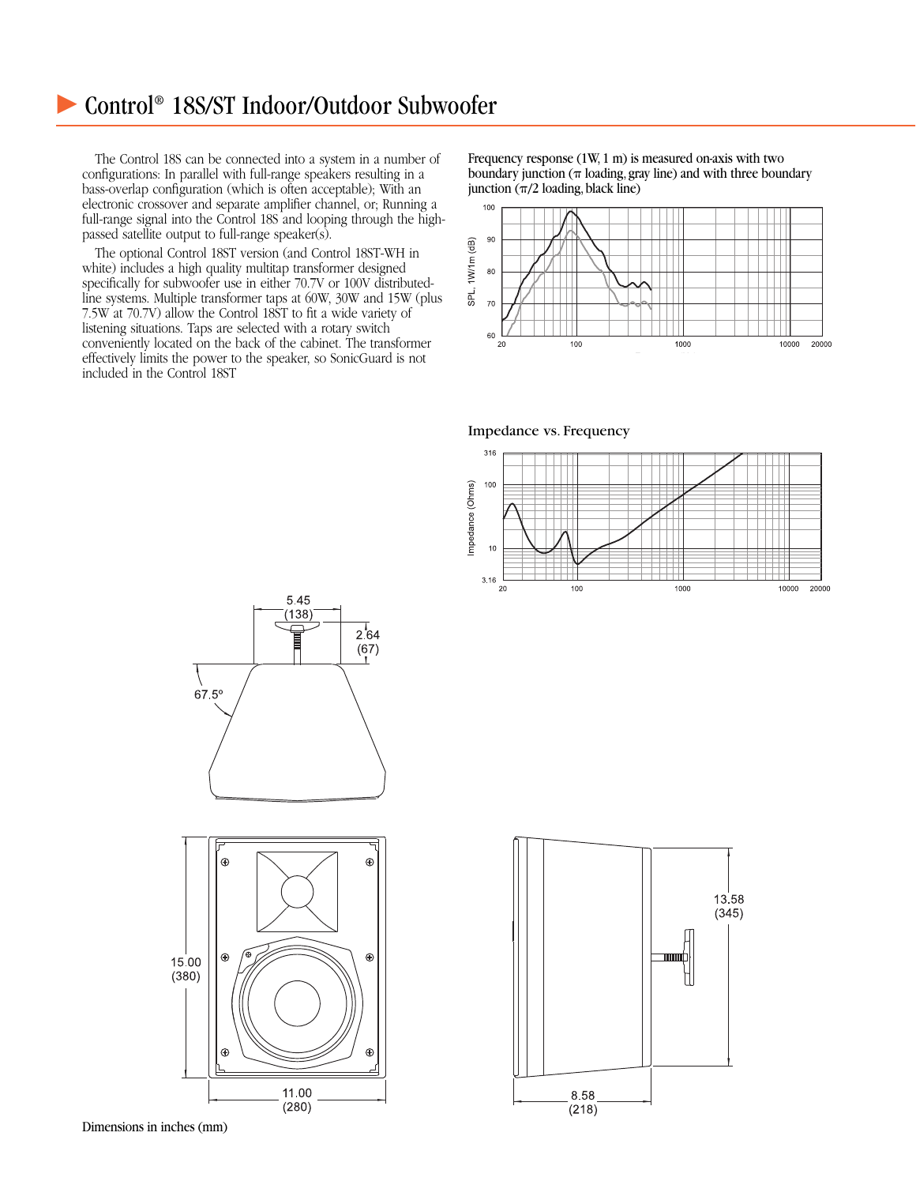# Control® 18S/ST Indoor/Outdoor Subwoofer

The Control 18S can be connected into a system in a number of configurations: In parallel with full-range speakers resulting in a bass-overlap configuration (which is often acceptable); With an electronic crossover and separate amplifier channel, or; Running a full-range signal into the Control 18S and looping through the high-passed satellite output to full-range speaker(s).

The optional Control 18ST version (and Control 18ST-WH in white) includes a high quality multitap transformer designed specifically for subwoofer use in either 70.7V or 100V distributed-line systems. Multiple transformer taps at 60W, 30W and 15W (plus 7.5W at 70.7V) allow the Control 18ST to fit a wide variety of listening situations. Taps are selected with a rotary switch conveniently located on the back of the cabinet. The transformer effectively limits the power to the speaker, so SonicGuard is not included in the Control 18ST

Frequency response (1W, 1 m) is measured on-axis with two boundary junction ($\pi$ loading, gray line) and with three boundary junction ($\pi/2$ loading, black line)

Impedance vs. Frequency

Dimensions in inches (mm)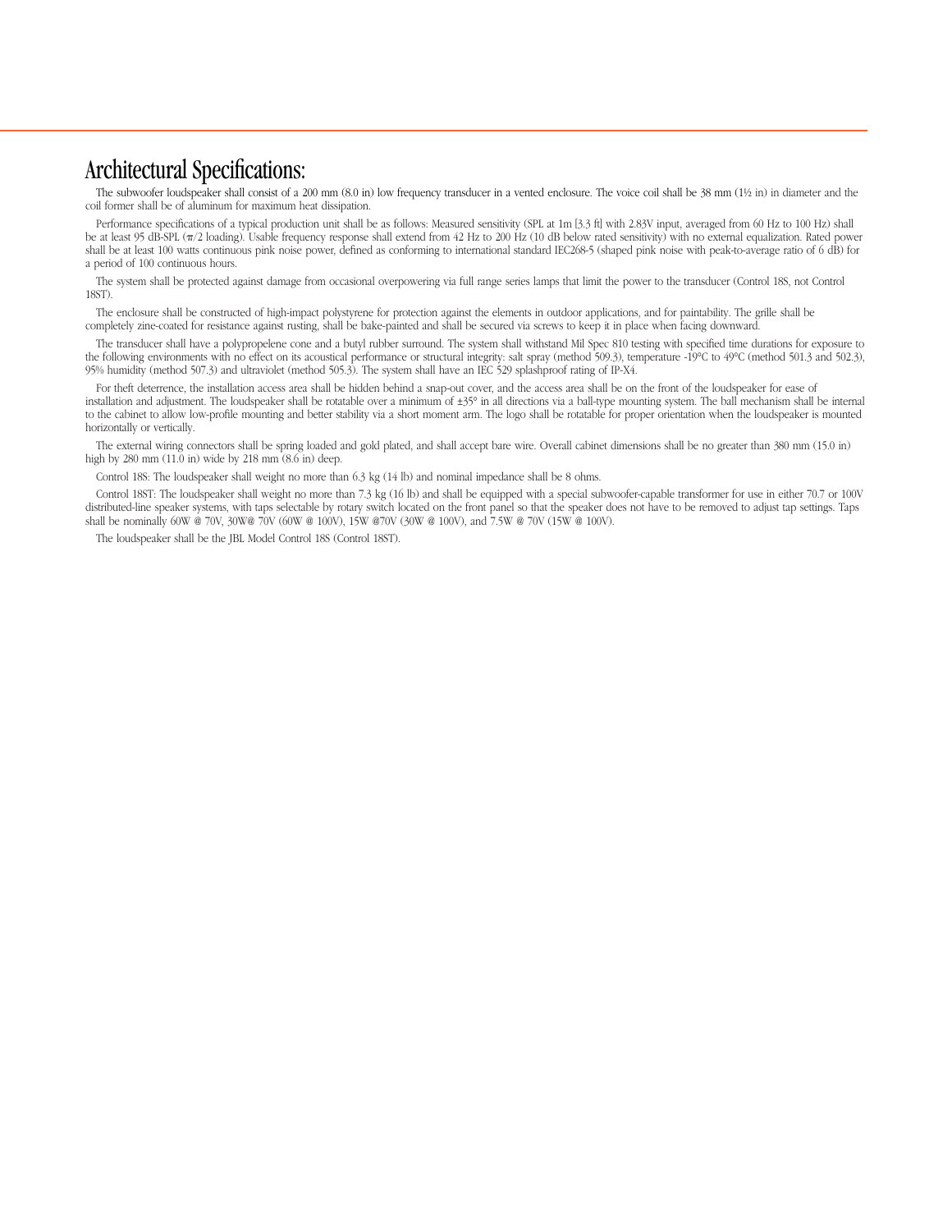# Architectural Specifications:

The subwoofer loudspeaker shall consist of a 200 mm (8.0 in) low frequency transducer in a vented enclosure. The voice coil shall be 38 mm (1½ in) in diameter and the coil former shall be of aluminum for maximum heat dissipation.

Performance specifications of a typical production unit shall be as follows: Measured sensitivity (SPL at 1m [3.3 ft] with 2.83V input, averaged from 60 Hz to 100 Hz) shall be at least 95 dB-SPL (π/2 loading). Usable frequency response shall extend from 42 Hz to 200 Hz (10 dB below rated sensitivity) with no external equalization. Rated power shall be at least 100 watts continuous pink noise power, defined as conforming to international standard IEC268-5 (shaped pink noise with peak-to-average ratio of 6 dB) for a period of 100 continuous hours.

The system shall be protected against damage from occasional overpowering via full range series lamps that limit the power to the transducer (Control 18S, not Control 18ST).

The enclosure shall be constructed of high-impact polystyrene for protection against the elements in outdoor applications, and for paintability. The grille shall be completely zine-coated for resistance against rusting, shall be bake-painted and shall be secured via screws to keep it in place when facing downward.

The transducer shall have a polypropelene cone and a butyl rubber surround. The system shall withstand Mil Spec 810 testing with specified time durations for exposure to the following environments with no effect on its acoustical performance or structural integrity: salt spray (method 509.3), temperature -19°C to 49°C (method 501.3 and 502.3), 95% humidity (method 507.3) and ultraviolet (method 505.3). The system shall have an IEC 529 splashproof rating of IP-X4.

For theft deterrence, the installation access area shall be hidden behind a snap-out cover, and the access area shall be on the front of the loudspeaker for ease of installation and adjustment. The loudspeaker shall be rotatable over a minimum of ±35° in all directions via a ball-type mounting system. The ball mechanism shall be internal to the cabinet to allow low-profile mounting and better stability via a short moment arm. The logo shall be rotatable for proper orientation when the loudspeaker is mounted horizontally or vertically.

The external wiring connectors shall be spring loaded and gold plated, and shall accept bare wire. Overall cabinet dimensions shall be no greater than 380 mm (15.0 in) high by 280 mm (11.0 in) wide by 218 mm (8.6 in) deep.

Control 18S: The loudspeaker shall weight no more than 6.3 kg (14 lb) and nominal impedance shall be 8 ohms.

Control 18ST: The loudspeaker shall weight no more than 7.3 kg (16 lb) and shall be equipped with a special subwoofer-capable transformer for use in either 70.7 or 100V distributed-line speaker systems, with taps selectable by rotary switch located on the front panel so that the speaker does not have to be removed to adjust tap settings. Taps shall be nominally 60W @ 70V, 30W@ 70V (60W @ 100V), 15W @70V (30W @ 100V), and 7.5W @ 70V (15W @ 100V).

The loudspeaker shall be the JBL Model Control 18S (Control 18ST).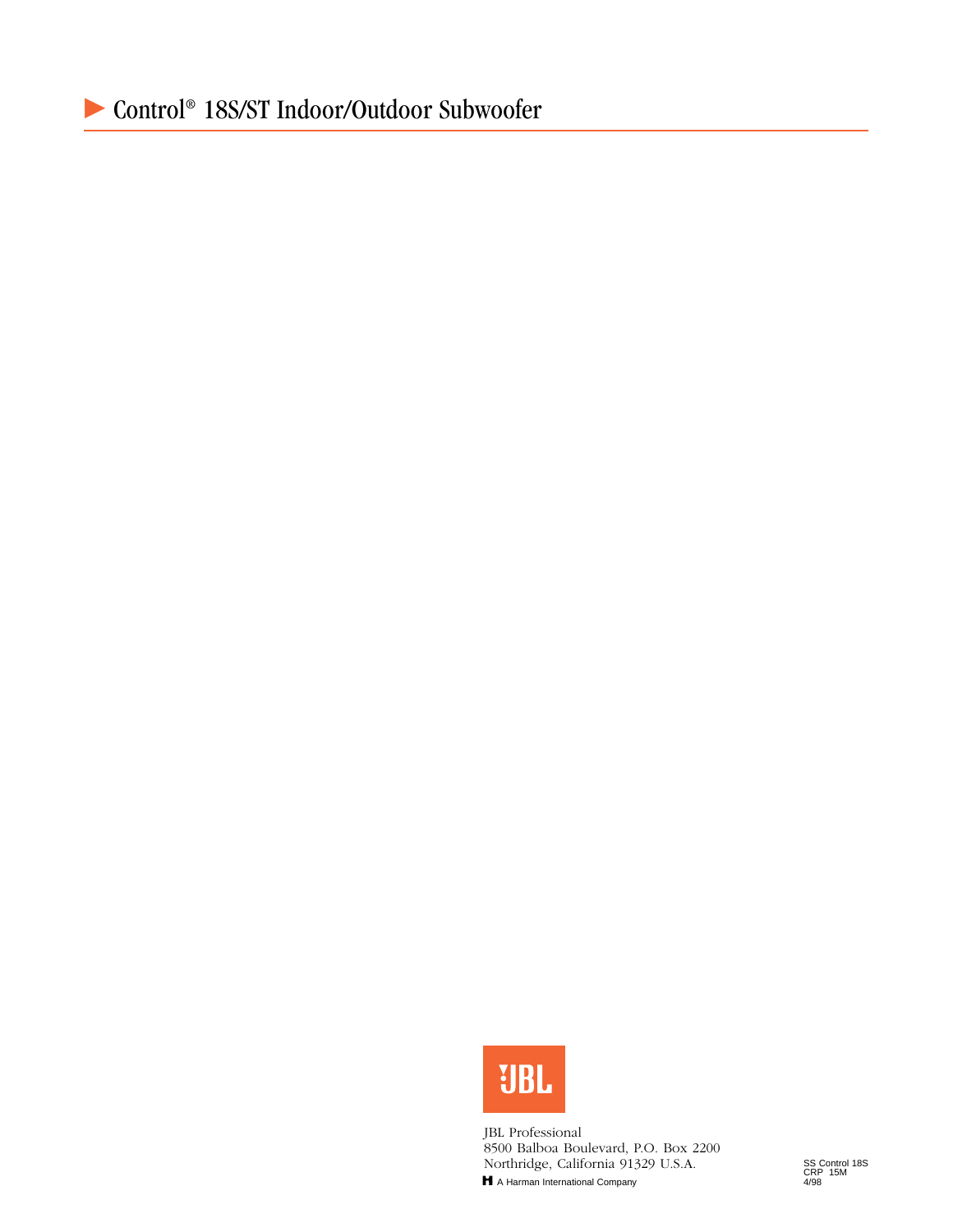# Control® 18S/ST Indoor/Outdoor Subwoofer

JBL Professional
8500 Balboa Boulevard, P.O. Box 2200
Northridge, California 91329 U.S.A.
A Harman International Company

SS Control 18S
CRP 15M
4/98